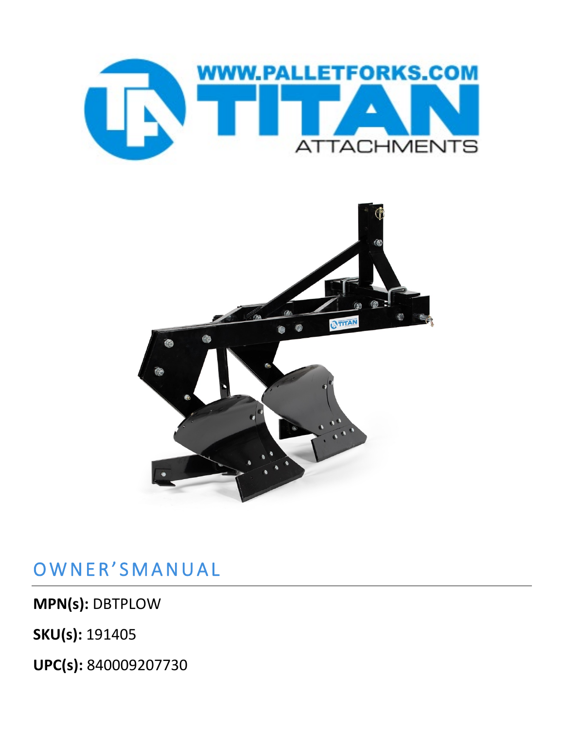WWW.PALLETFORKS.COM

TITAN

ATTACHMENTS

# OWNER'SMANUAL

**MPN(s):** DBTPLOW

**SKU(s):** 191405

**UPC(s):** 840009207730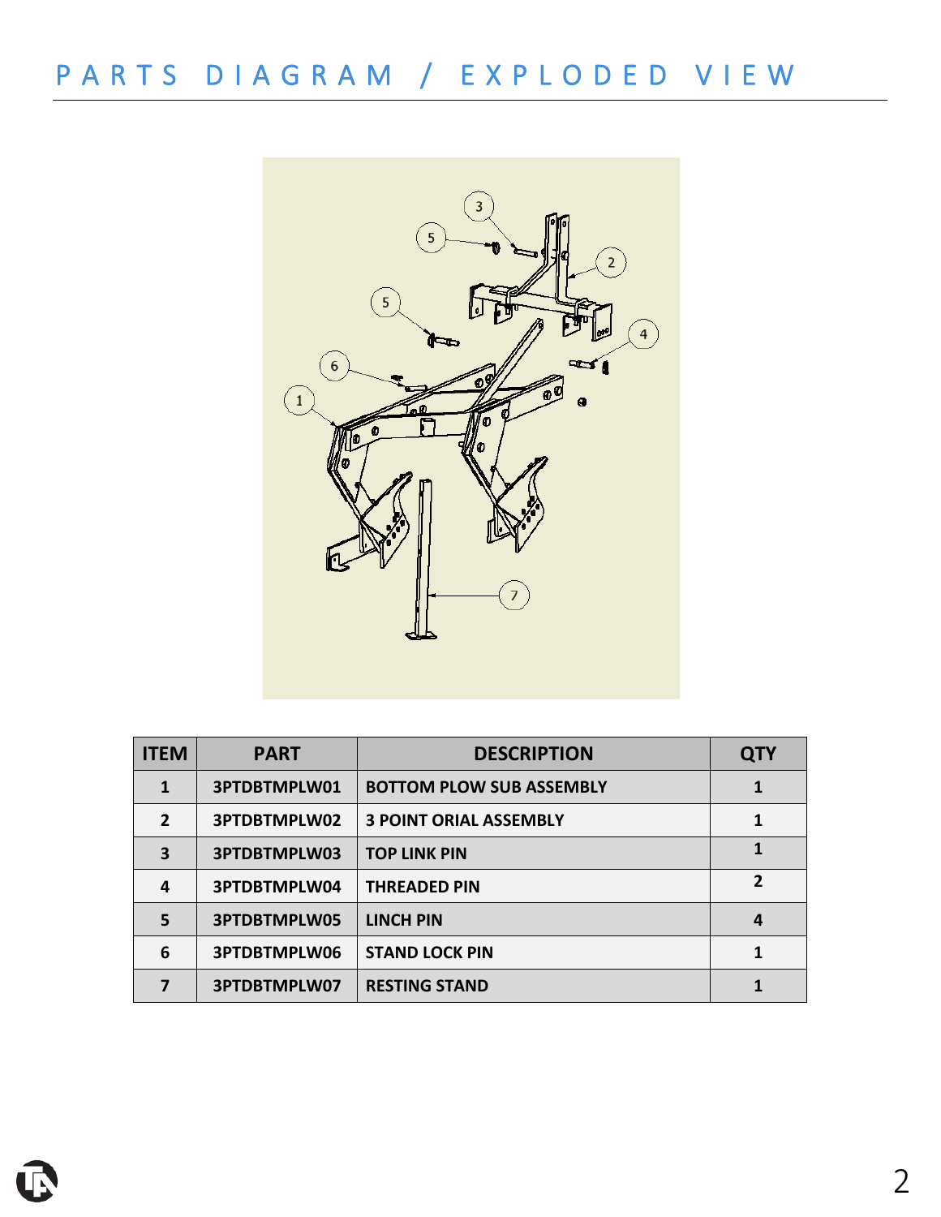# PARTS DIAGRAM / EXPLODED VIEW

| ITEM | PART | DESCRIPTION | QTY |
|---|---|---|---|
| 1 | 3PTDBTMPLW01 | BOTTOM PLOW SUB ASSEMBLY | 1 |
| 2 | 3PTDBTMPLW02 | 3 POINT ORIAL ASSEMBLY | 1 |
| 3 | 3PTDBTMPLW03 | TOP LINK PIN | 1 |
| 4 | 3PTDBTMPLW04 | THREADED PIN | 2 |
| 5 | 3PTDBTMPLW05 | LINCH PIN | 4 |
| 6 | 3PTDBTMPLW06 | STAND LOCK PIN | 1 |
| 7 | 3PTDBTMPLW07 | RESTING STAND | 1 |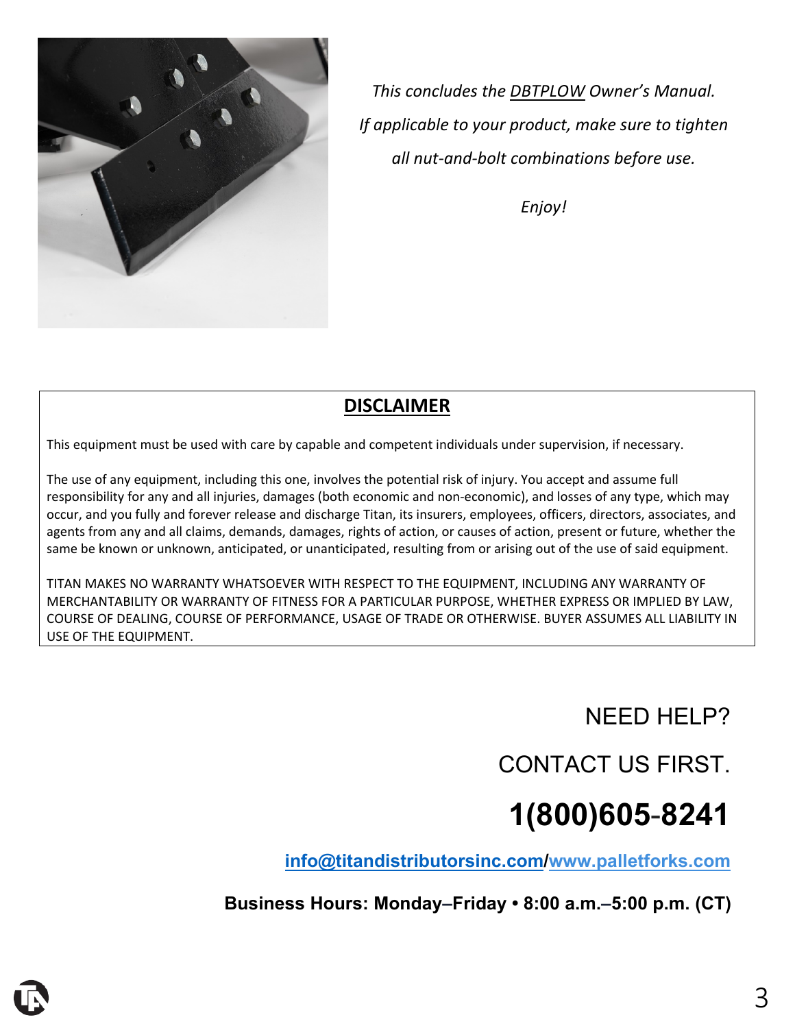*This concludes the DBTPLOW Owner's Manual.*

*If applicable to your product, make sure to tighten all nut-and-bolt combinations before use.*

*Enjoy!*

## DISCLAIMER

This equipment must be used with care by capable and competent individuals under supervision, if necessary.

The use of any equipment, including this one, involves the potential risk of injury. You accept and assume full responsibility for any and all injuries, damages (both economic and non-economic), and losses of any type, which may occur, and you fully and forever release and discharge Titan, its insurers, employees, officers, directors, associates, and agents from any and all claims, demands, damages, rights of action, or causes of action, present or future, whether the same be known or unknown, anticipated, or unanticipated, resulting from or arising out of the use of said equipment.

TITAN MAKES NO WARRANTY WHATSOEVER WITH RESPECT TO THE EQUIPMENT, INCLUDING ANY WARRANTY OF MERCHANTABILITY OR WARRANTY OF FITNESS FOR A PARTICULAR PURPOSE, WHETHER EXPRESS OR IMPLIED BY LAW, COURSE OF DEALING, COURSE OF PERFORMANCE, USAGE OF TRADE OR OTHERWISE. BUYER ASSUMES ALL LIABILITY IN USE OF THE EQUIPMENT.

NEED HELP?

CONTACT US FIRST.

**1(800)605-8241**

**info@titandistributorsinc.com/www.palletforks.com**

**Business Hours: Monday–Friday • 8:00 a.m.–5:00 p.m. (CT)**